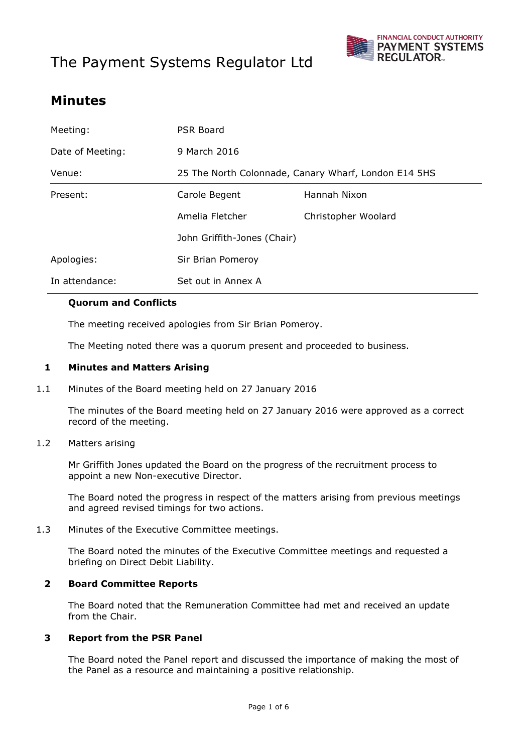# The Payment Systems Regulator Ltd

## Minutes

| | | |
|---|---|---|
| Meeting: | PSR Board | |
| Date of Meeting: | 9 March 2016 | |
| Venue: | 25 The North Colonnade, Canary Wharf, London E14 5HS | |
| Present: | Carole Begent | Hannah Nixon |
| | Amelia Fletcher | Christopher Woolard |
| | John Griffith-Jones (Chair) | |
| Apologies: | Sir Brian Pomeroy | |
| In attendance: | Set out in Annex A | |

**Quorum and Conflicts**

The meeting received apologies from Sir Brian Pomeroy.

The Meeting noted there was a quorum present and proceeded to business.

**1 Minutes and Matters Arising**

1.1 Minutes of the Board meeting held on 27 January 2016

The minutes of the Board meeting held on 27 January 2016 were approved as a correct record of the meeting.

1.2 Matters arising

Mr Griffith Jones updated the Board on the progress of the recruitment process to appoint a new Non-executive Director.

The Board noted the progress in respect of the matters arising from previous meetings and agreed revised timings for two actions.

1.3 Minutes of the Executive Committee meetings.

The Board noted the minutes of the Executive Committee meetings and requested a briefing on Direct Debit Liability.

**2 Board Committee Reports**

The Board noted that the Remuneration Committee had met and received an update from the Chair.

**3 Report from the PSR Panel**

The Board noted the Panel report and discussed the importance of making the most of the Panel as a resource and maintaining a positive relationship.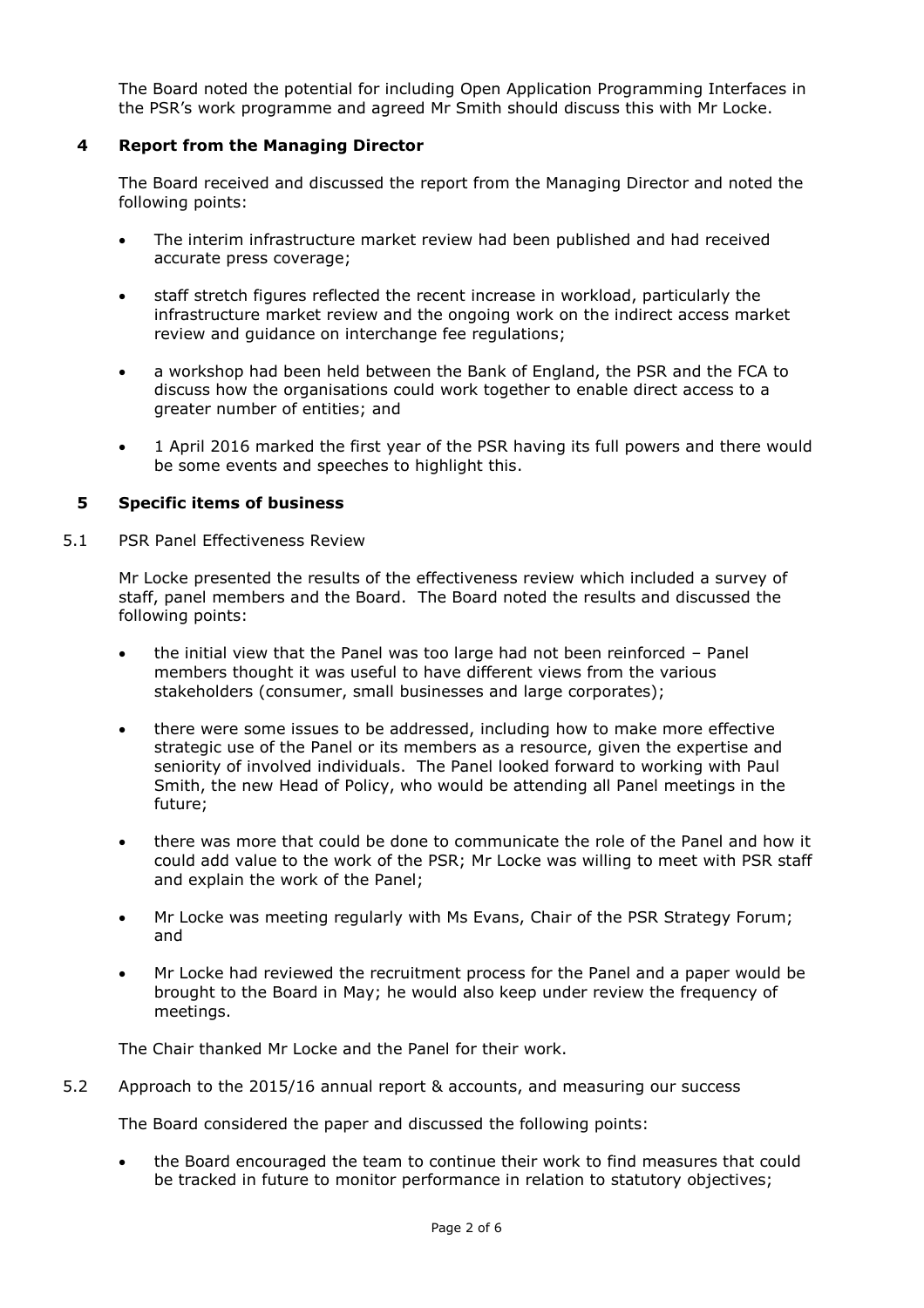The Board noted the potential for including Open Application Programming Interfaces in the PSR's work programme and agreed Mr Smith should discuss this with Mr Locke.

## 4 Report from the Managing Director

The Board received and discussed the report from the Managing Director and noted the following points:

- The interim infrastructure market review had been published and had received accurate press coverage;
- staff stretch figures reflected the recent increase in workload, particularly the infrastructure market review and the ongoing work on the indirect access market review and guidance on interchange fee regulations;
- a workshop had been held between the Bank of England, the PSR and the FCA to discuss how the organisations could work together to enable direct access to a greater number of entities; and
- 1 April 2016 marked the first year of the PSR having its full powers and there would be some events and speeches to highlight this.

## 5 Specific items of business

### 5.1 PSR Panel Effectiveness Review

Mr Locke presented the results of the effectiveness review which included a survey of staff, panel members and the Board. The Board noted the results and discussed the following points:

- the initial view that the Panel was too large had not been reinforced – Panel members thought it was useful to have different views from the various stakeholders (consumer, small businesses and large corporates);
- there were some issues to be addressed, including how to make more effective strategic use of the Panel or its members as a resource, given the expertise and seniority of involved individuals. The Panel looked forward to working with Paul Smith, the new Head of Policy, who would be attending all Panel meetings in the future;
- there was more that could be done to communicate the role of the Panel and how it could add value to the work of the PSR; Mr Locke was willing to meet with PSR staff and explain the work of the Panel;
- Mr Locke was meeting regularly with Ms Evans, Chair of the PSR Strategy Forum; and
- Mr Locke had reviewed the recruitment process for the Panel and a paper would be brought to the Board in May; he would also keep under review the frequency of meetings.

The Chair thanked Mr Locke and the Panel for their work.

### 5.2 Approach to the 2015/16 annual report & accounts, and measuring our success

The Board considered the paper and discussed the following points:

- the Board encouraged the team to continue their work to find measures that could be tracked in future to monitor performance in relation to statutory objectives;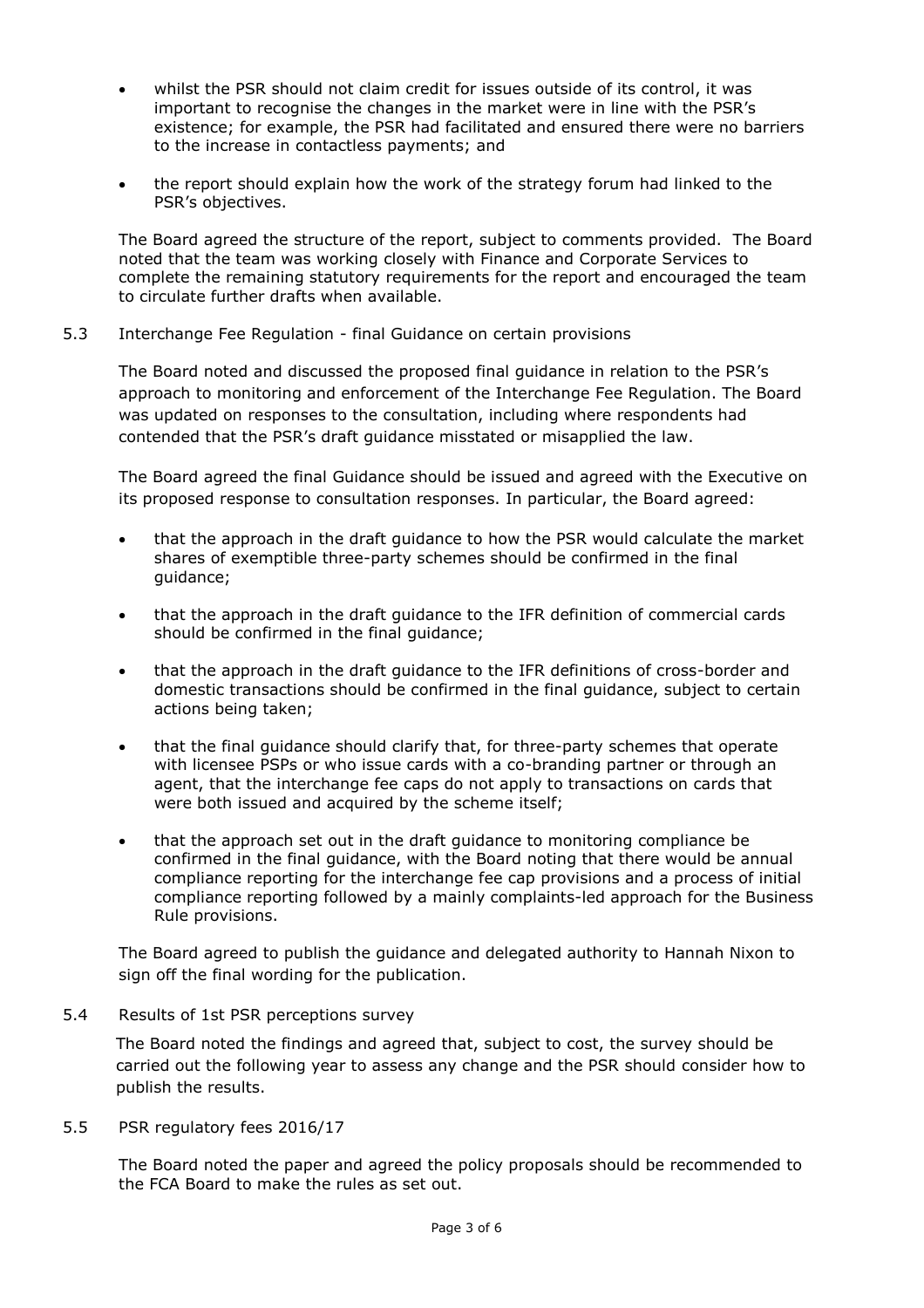- whilst the PSR should not claim credit for issues outside of its control, it was important to recognise the changes in the market were in line with the PSR's existence; for example, the PSR had facilitated and ensured there were no barriers to the increase in contactless payments; and
- the report should explain how the work of the strategy forum had linked to the PSR's objectives.

The Board agreed the structure of the report, subject to comments provided. The Board noted that the team was working closely with Finance and Corporate Services to complete the remaining statutory requirements for the report and encouraged the team to circulate further drafts when available.

5.3 Interchange Fee Regulation - final Guidance on certain provisions

The Board noted and discussed the proposed final guidance in relation to the PSR's approach to monitoring and enforcement of the Interchange Fee Regulation. The Board was updated on responses to the consultation, including where respondents had contended that the PSR's draft guidance misstated or misapplied the law.

The Board agreed the final Guidance should be issued and agreed with the Executive on its proposed response to consultation responses. In particular, the Board agreed:

- that the approach in the draft guidance to how the PSR would calculate the market shares of exemptible three-party schemes should be confirmed in the final guidance;
- that the approach in the draft guidance to the IFR definition of commercial cards should be confirmed in the final guidance;
- that the approach in the draft guidance to the IFR definitions of cross-border and domestic transactions should be confirmed in the final guidance, subject to certain actions being taken;
- that the final guidance should clarify that, for three-party schemes that operate with licensee PSPs or who issue cards with a co-branding partner or through an agent, that the interchange fee caps do not apply to transactions on cards that were both issued and acquired by the scheme itself;
- that the approach set out in the draft guidance to monitoring compliance be confirmed in the final guidance, with the Board noting that there would be annual compliance reporting for the interchange fee cap provisions and a process of initial compliance reporting followed by a mainly complaints-led approach for the Business Rule provisions.

The Board agreed to publish the guidance and delegated authority to Hannah Nixon to sign off the final wording for the publication.

5.4 Results of 1st PSR perceptions survey

The Board noted the findings and agreed that, subject to cost, the survey should be carried out the following year to assess any change and the PSR should consider how to publish the results.

5.5 PSR regulatory fees 2016/17

The Board noted the paper and agreed the policy proposals should be recommended to the FCA Board to make the rules as set out.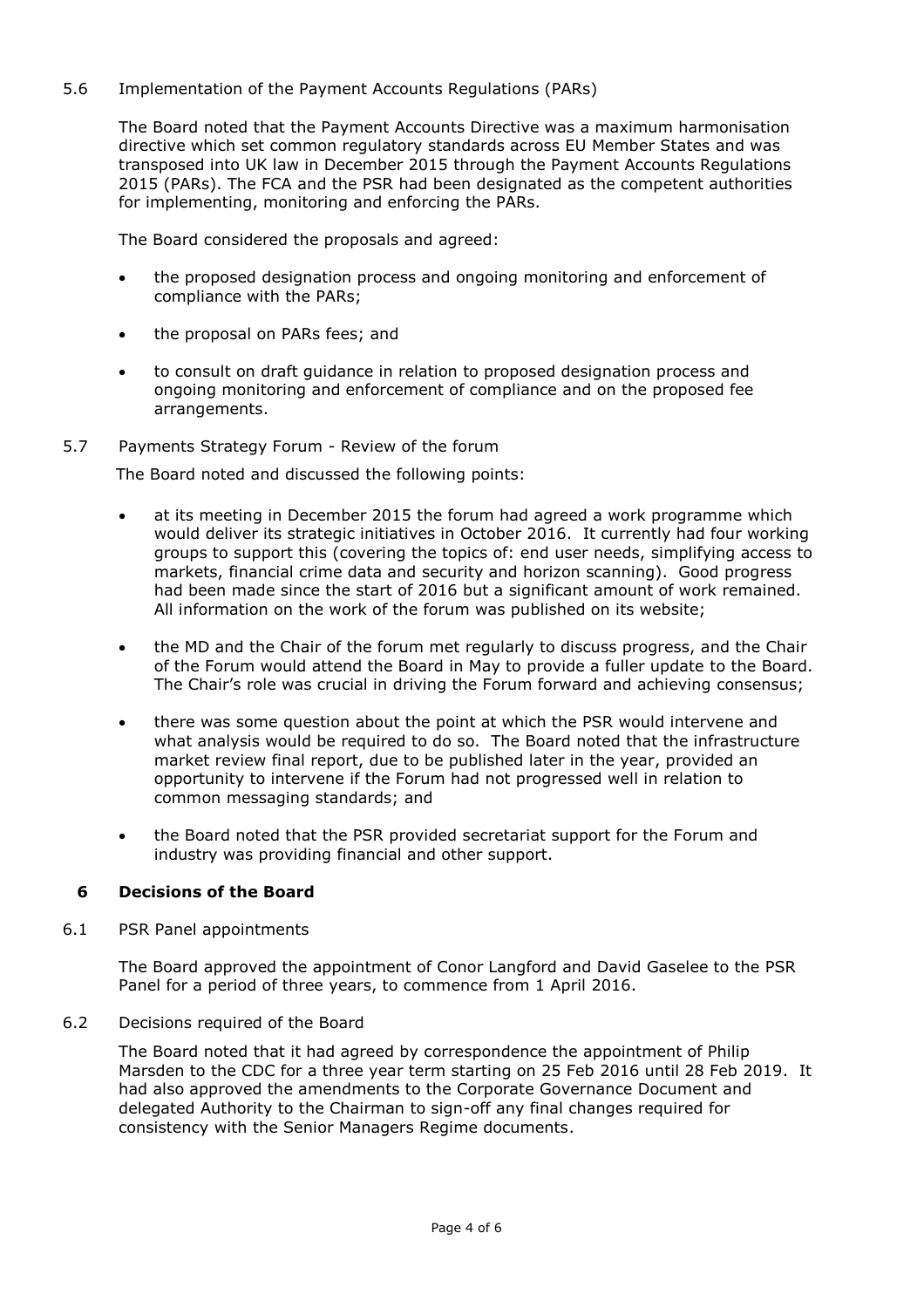5.6 Implementation of the Payment Accounts Regulations (PARs)

The Board noted that the Payment Accounts Directive was a maximum harmonisation directive which set common regulatory standards across EU Member States and was transposed into UK law in December 2015 through the Payment Accounts Regulations 2015 (PARs). The FCA and the PSR had been designated as the competent authorities for implementing, monitoring and enforcing the PARs.

The Board considered the proposals and agreed:

- the proposed designation process and ongoing monitoring and enforcement of compliance with the PARs;
- the proposal on PARs fees; and
- to consult on draft guidance in relation to proposed designation process and ongoing monitoring and enforcement of compliance and on the proposed fee arrangements.

5.7 Payments Strategy Forum - Review of the forum

The Board noted and discussed the following points:

- at its meeting in December 2015 the forum had agreed a work programme which would deliver its strategic initiatives in October 2016. It currently had four working groups to support this (covering the topics of: end user needs, simplifying access to markets, financial crime data and security and horizon scanning). Good progress had been made since the start of 2016 but a significant amount of work remained. All information on the work of the forum was published on its website;
- the MD and the Chair of the forum met regularly to discuss progress, and the Chair of the Forum would attend the Board in May to provide a fuller update to the Board. The Chair's role was crucial in driving the Forum forward and achieving consensus;
- there was some question about the point at which the PSR would intervene and what analysis would be required to do so. The Board noted that the infrastructure market review final report, due to be published later in the year, provided an opportunity to intervene if the Forum had not progressed well in relation to common messaging standards; and
- the Board noted that the PSR provided secretariat support for the Forum and industry was providing financial and other support.

## 6 Decisions of the Board

6.1 PSR Panel appointments

The Board approved the appointment of Conor Langford and David Gaselee to the PSR Panel for a period of three years, to commence from 1 April 2016.

6.2 Decisions required of the Board

The Board noted that it had agreed by correspondence the appointment of Philip Marsden to the CDC for a three year term starting on 25 Feb 2016 until 28 Feb 2019. It had also approved the amendments to the Corporate Governance Document and delegated Authority to the Chairman to sign-off any final changes required for consistency with the Senior Managers Regime documents.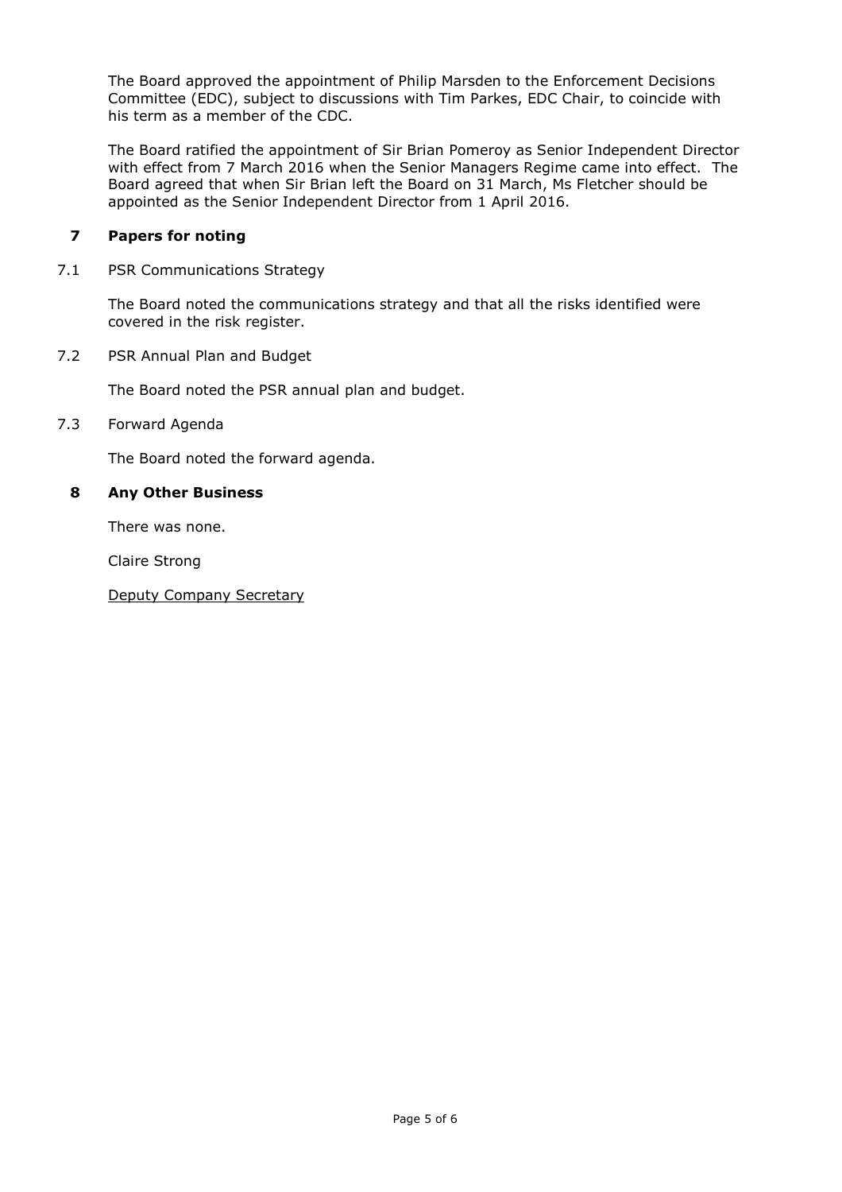The Board approved the appointment of Philip Marsden to the Enforcement Decisions Committee (EDC), subject to discussions with Tim Parkes, EDC Chair, to coincide with his term as a member of the CDC.

The Board ratified the appointment of Sir Brian Pomeroy as Senior Independent Director with effect from 7 March 2016 when the Senior Managers Regime came into effect. The Board agreed that when Sir Brian left the Board on 31 March, Ms Fletcher should be appointed as the Senior Independent Director from 1 April 2016.

## 7 Papers for noting

7.1 PSR Communications Strategy

The Board noted the communications strategy and that all the risks identified were covered in the risk register.

7.2 PSR Annual Plan and Budget

The Board noted the PSR annual plan and budget.

7.3 Forward Agenda

The Board noted the forward agenda.

## 8 Any Other Business

There was none.

Claire Strong

Deputy Company Secretary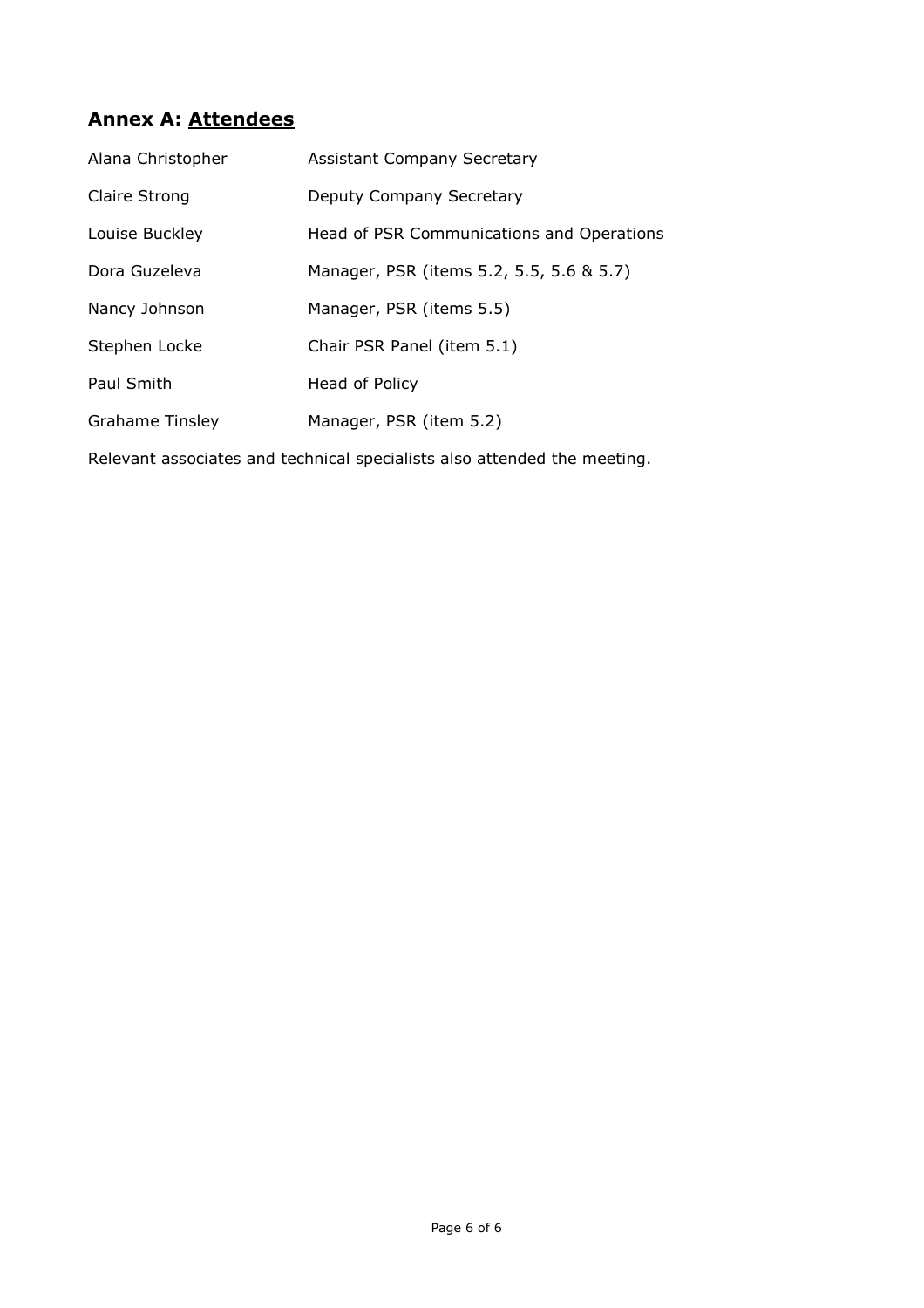## Annex A: Attendees

| | |
|---|---|
| Alana Christopher | Assistant Company Secretary |
| Claire Strong | Deputy Company Secretary |
| Louise Buckley | Head of PSR Communications and Operations |
| Dora Guzeleva | Manager, PSR (items 5.2, 5.5, 5.6 & 5.7) |
| Nancy Johnson | Manager, PSR (items 5.5) |
| Stephen Locke | Chair PSR Panel (item 5.1) |
| Paul Smith | Head of Policy |
| Grahame Tinsley | Manager, PSR (item 5.2) |

Relevant associates and technical specialists also attended the meeting.